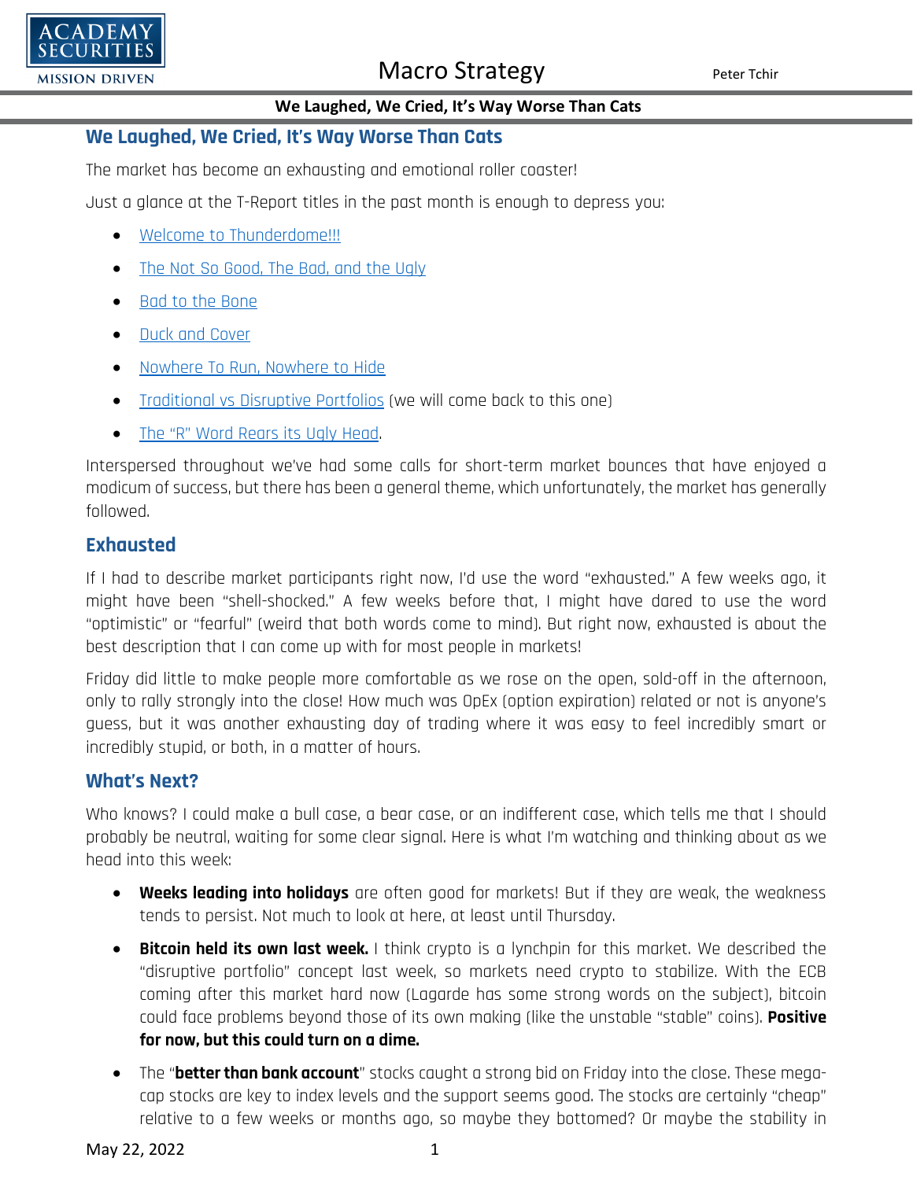# We Laughed, We Cried, It's Way Worse Than Cats

The market has become an exhausting and emotional roller coaster!

Just a glance at the T-Report titles in the past month is enough to depress you:

- Welcome to Thunderdome!!!
- The Not So Good, The Bad, and the Ugly
- Bad to the Bone
- Duck and Cover
- Nowhere To Run, Nowhere to Hide
- Traditional vs Disruptive Portfolios (we will come back to this one)
- The "R" Word Rears its Ugly Head.

Interspersed throughout we've had some calls for short-term market bounces that have enjoyed a modicum of success, but there has been a general theme, which unfortunately, the market has generally followed.

## Exhausted

If I had to describe market participants right now, I'd use the word "exhausted." A few weeks ago, it might have been "shell-shocked." A few weeks before that, I might have dared to use the word "optimistic" or "fearful" (weird that both words come to mind). But right now, exhausted is about the best description that I can come up with for most people in markets!

Friday did little to make people more comfortable as we rose on the open, sold-off in the afternoon, only to rally strongly into the close! How much was OpEx (option expiration) related or not is anyone's guess, but it was another exhausting day of trading where it was easy to feel incredibly smart or incredibly stupid, or both, in a matter of hours.

## What's Next?

Who knows? I could make a bull case, a bear case, or an indifferent case, which tells me that I should probably be neutral, waiting for some clear signal. Here is what I'm watching and thinking about as we head into this week:

- **Weeks leading into holidays** are often good for markets! But if they are weak, the weakness tends to persist. Not much to look at here, at least until Thursday.
- **Bitcoin held its own last week.** I think crypto is a lynchpin for this market. We described the "disruptive portfolio" concept last week, so markets need crypto to stabilize. With the ECB coming after this market hard now (Lagarde has some strong words on the subject), bitcoin could face problems beyond those of its own making (like the unstable "stable" coins). **Positive for now, but this could turn on a dime.**
- The "**better than bank account**" stocks caught a strong bid on Friday into the close. These mega-cap stocks are key to index levels and the support seems good. The stocks are certainly "cheap" relative to a few weeks or months ago, so maybe they bottomed? Or maybe the stability in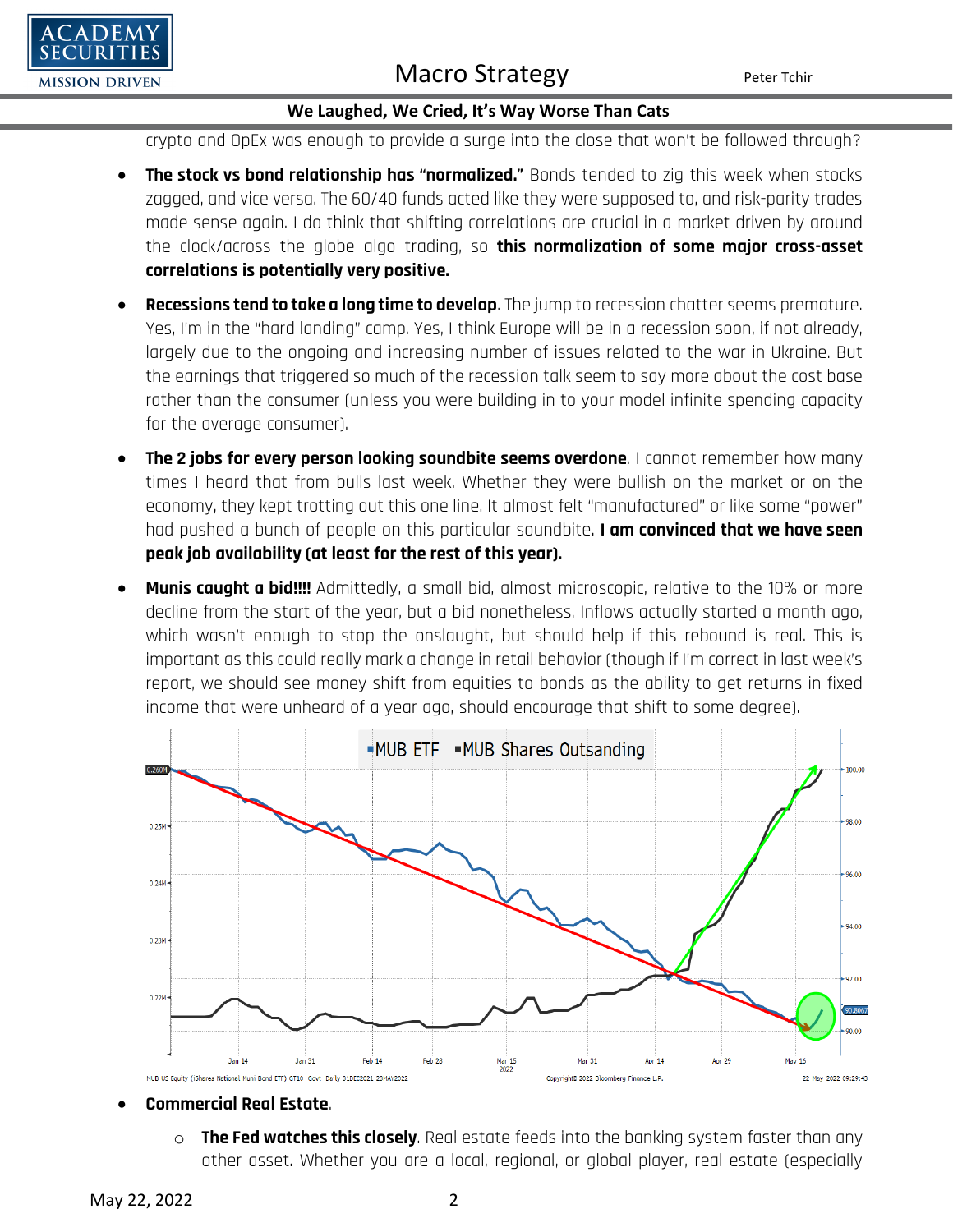crypto and OpEx was enough to provide a surge into the close that won't be followed through?

- **The stock vs bond relationship has "normalized."** Bonds tended to zig this week when stocks zagged, and vice versa. The 60/40 funds acted like they were supposed to, and risk-parity trades made sense again. I do think that shifting correlations are crucial in a market driven by around the clock/across the globe algo trading, so **this normalization of some major cross-asset correlations is potentially very positive.**
- **Recessions tend to take a long time to develop**. The jump to recession chatter seems premature. Yes, I'm in the "hard landing" camp. Yes, I think Europe will be in a recession soon, if not already, largely due to the ongoing and increasing number of issues related to the war in Ukraine. But the earnings that triggered so much of the recession talk seem to say more about the cost base rather than the consumer (unless you were building in to your model infinite spending capacity for the average consumer).
- **The 2 jobs for every person looking soundbite seems overdone**. I cannot remember how many times I heard that from bulls last week. Whether they were bullish on the market or on the economy, they kept trotting out this one line. It almost felt "manufactured" or like some "power" had pushed a bunch of people on this particular soundbite. **I am convinced that we have seen peak job availability (at least for the rest of this year).**
- **Munis caught a bid!!!!** Admittedly, a small bid, almost microscopic, relative to the 10% or more decline from the start of the year, but a bid nonetheless. Inflows actually started a month ago, which wasn't enough to stop the onslaught, but should help if this rebound is real. This is important as this could really mark a change in retail behavior (though if I'm correct in last week's report, we should see money shift from equities to bonds as the ability to get returns in fixed income that were unheard of a year ago, should encourage that shift to some degree).

- **Commercial Real Estate**.
  - **The Fed watches this closely**. Real estate feeds into the banking system faster than any other asset. Whether you are a local, regional, or global player, real estate (especially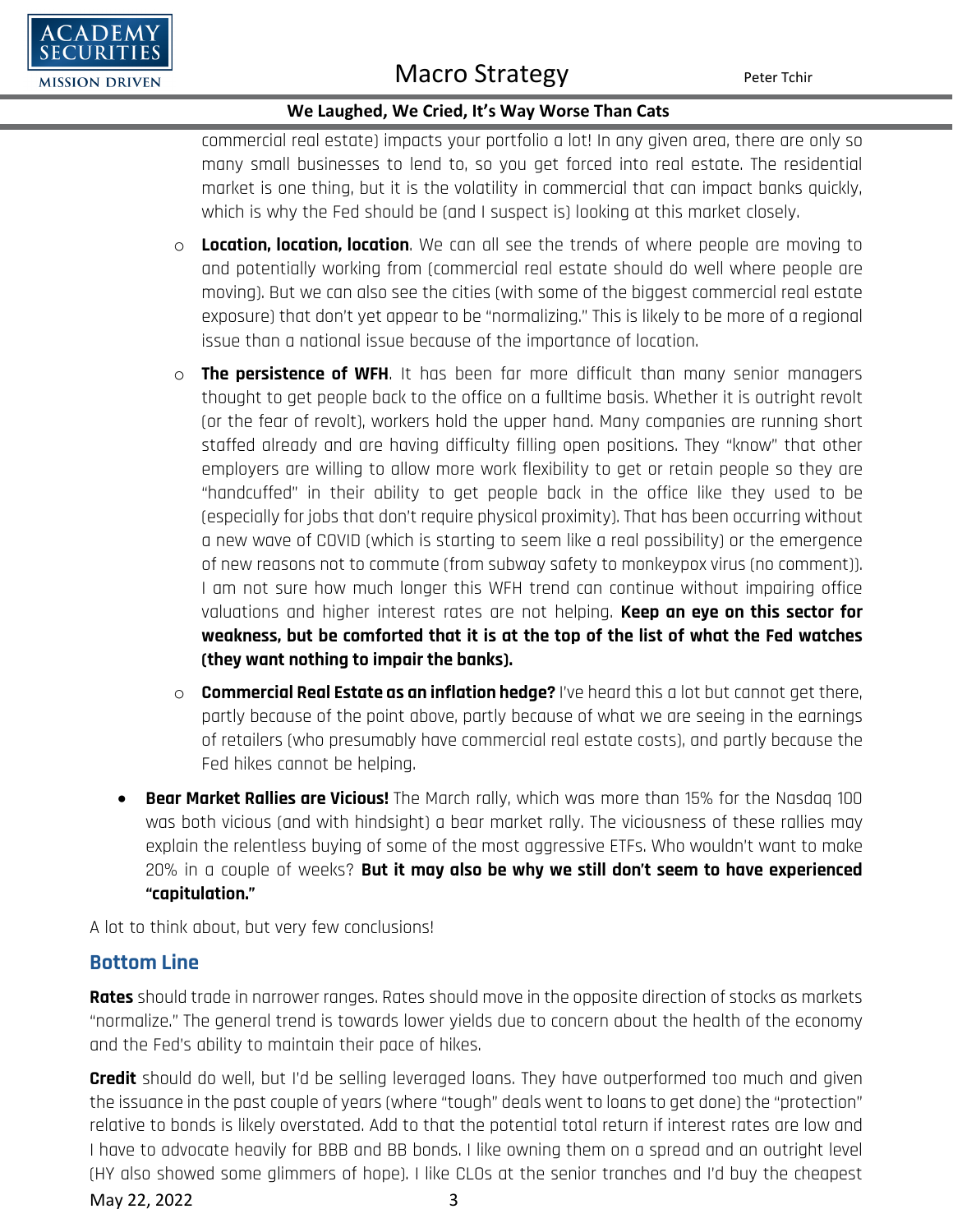commercial real estate) impacts your portfolio a lot! In any given area, there are only so many small businesses to lend to, so you get forced into real estate. The residential market is one thing, but it is the volatility in commercial that can impact banks quickly, which is why the Fed should be (and I suspect is) looking at this market closely.

  - **Location, location, location**. We can all see the trends of where people are moving to and potentially working from (commercial real estate should do well where people are moving). But we can also see the cities (with some of the biggest commercial real estate exposure) that don't yet appear to be "normalizing." This is likely to be more of a regional issue than a national issue because of the importance of location.
  - **The persistence of WFH**. It has been far more difficult than many senior managers thought to get people back to the office on a fulltime basis. Whether it is outright revolt (or the fear of revolt), workers hold the upper hand. Many companies are running short staffed already and are having difficulty filling open positions. They "know" that other employers are willing to allow more work flexibility to get or retain people so they are "handcuffed" in their ability to get people back in the office like they used to be (especially for jobs that don't require physical proximity). That has been occurring without a new wave of COVID (which is starting to seem like a real possibility) or the emergence of new reasons not to commute (from subway safety to monkeypox virus (no comment)). I am not sure how much longer this WFH trend can continue without impairing office valuations and higher interest rates are not helping. **Keep an eye on this sector for weakness, but be comforted that it is at the top of the list of what the Fed watches (they want nothing to impair the banks).**
  - **Commercial Real Estate as an inflation hedge?** I've heard this a lot but cannot get there, partly because of the point above, partly because of what we are seeing in the earnings of retailers (who presumably have commercial real estate costs), and partly because the Fed hikes cannot be helping.

- **Bear Market Rallies are Vicious!** The March rally, which was more than 15% for the Nasdaq 100 was both vicious (and with hindsight) a bear market rally. The viciousness of these rallies may explain the relentless buying of some of the most aggressive ETFs. Who wouldn't want to make 20% in a couple of weeks? **But it may also be why we still don't seem to have experienced "capitulation."**

A lot to think about, but very few conclusions!

## Bottom Line

**Rates** should trade in narrower ranges. Rates should move in the opposite direction of stocks as markets "normalize." The general trend is towards lower yields due to concern about the health of the economy and the Fed's ability to maintain their pace of hikes.

**Credit** should do well, but I'd be selling leveraged loans. They have outperformed too much and given the issuance in the past couple of years (where "tough" deals went to loans to get done) the "protection" relative to bonds is likely overstated. Add to that the potential total return if interest rates are low and I have to advocate heavily for BBB and BB bonds. I like owning them on a spread and an outright level (HY also showed some glimmers of hope). I like CLOs at the senior tranches and I'd buy the cheapest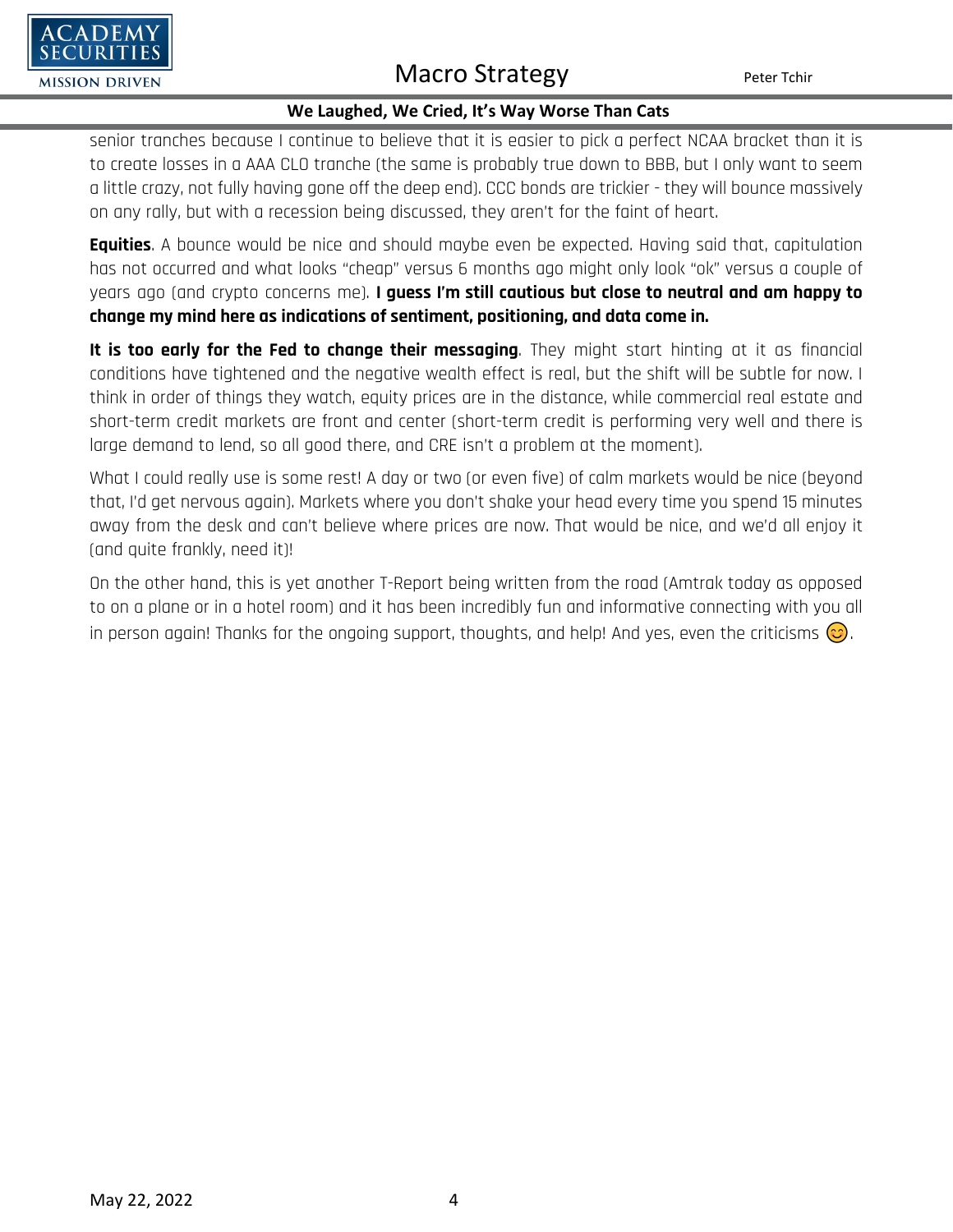senior tranches because I continue to believe that it is easier to pick a perfect NCAA bracket than it is to create losses in a AAA CLO tranche (the same is probably true down to BBB, but I only want to seem a little crazy, not fully having gone off the deep end). CCC bonds are trickier - they will bounce massively on any rally, but with a recession being discussed, they aren't for the faint of heart.

**Equities**. A bounce would be nice and should maybe even be expected. Having said that, capitulation has not occurred and what looks "cheap" versus 6 months ago might only look "ok" versus a couple of years ago (and crypto concerns me). **I guess I'm still cautious but close to neutral and am happy to change my mind here as indications of sentiment, positioning, and data come in.**

**It is too early for the Fed to change their messaging**. They might start hinting at it as financial conditions have tightened and the negative wealth effect is real, but the shift will be subtle for now. I think in order of things they watch, equity prices are in the distance, while commercial real estate and short-term credit markets are front and center (short-term credit is performing very well and there is large demand to lend, so all good there, and CRE isn't a problem at the moment).

What I could really use is some rest! A day or two (or even five) of calm markets would be nice (beyond that, I'd get nervous again). Markets where you don't shake your head every time you spend 15 minutes away from the desk and can't believe where prices are now. That would be nice, and we'd all enjoy it (and quite frankly, need it)!

On the other hand, this is yet another T-Report being written from the road (Amtrak today as opposed to on a plane or in a hotel room) and it has been incredibly fun and informative connecting with you all in person again! Thanks for the ongoing support, thoughts, and help! And yes, even the criticisms 😊.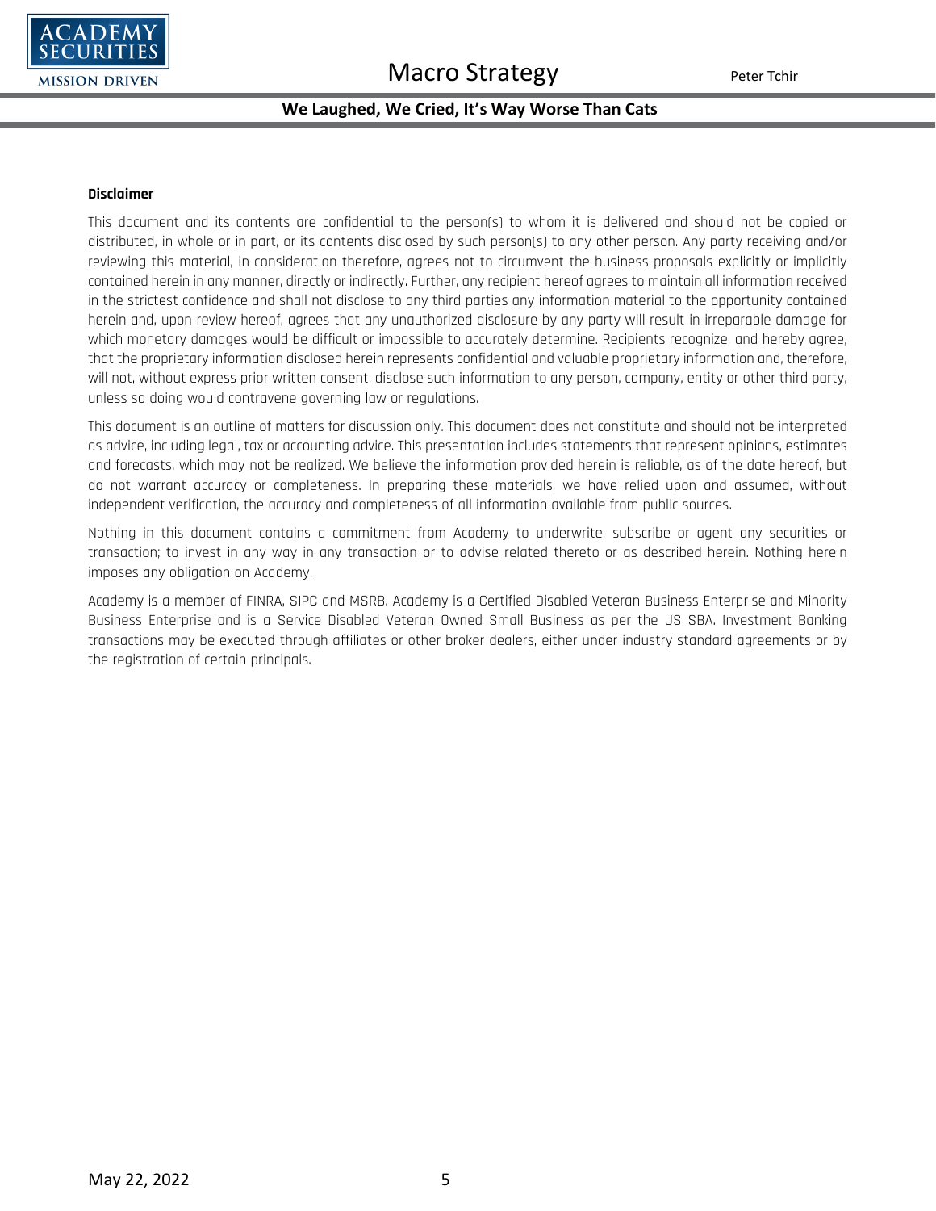**Disclaimer**

This document and its contents are confidential to the person(s) to whom it is delivered and should not be copied or distributed, in whole or in part, or its contents disclosed by such person(s) to any other person. Any party receiving and/or reviewing this material, in consideration therefore, agrees not to circumvent the business proposals explicitly or implicitly contained herein in any manner, directly or indirectly. Further, any recipient hereof agrees to maintain all information received in the strictest confidence and shall not disclose to any third parties any information material to the opportunity contained herein and, upon review hereof, agrees that any unauthorized disclosure by any party will result in irreparable damage for which monetary damages would be difficult or impossible to accurately determine. Recipients recognize, and hereby agree, that the proprietary information disclosed herein represents confidential and valuable proprietary information and, therefore, will not, without express prior written consent, disclose such information to any person, company, entity or other third party, unless so doing would contravene governing law or regulations.

This document is an outline of matters for discussion only. This document does not constitute and should not be interpreted as advice, including legal, tax or accounting advice. This presentation includes statements that represent opinions, estimates and forecasts, which may not be realized. We believe the information provided herein is reliable, as of the date hereof, but do not warrant accuracy or completeness. In preparing these materials, we have relied upon and assumed, without independent verification, the accuracy and completeness of all information available from public sources.

Nothing in this document contains a commitment from Academy to underwrite, subscribe or agent any securities or transaction; to invest in any way in any transaction or to advise related thereto or as described herein. Nothing herein imposes any obligation on Academy.

Academy is a member of FINRA, SIPC and MSRB. Academy is a Certified Disabled Veteran Business Enterprise and Minority Business Enterprise and is a Service Disabled Veteran Owned Small Business as per the US SBA. Investment Banking transactions may be executed through affiliates or other broker dealers, either under industry standard agreements or by the registration of certain principals.